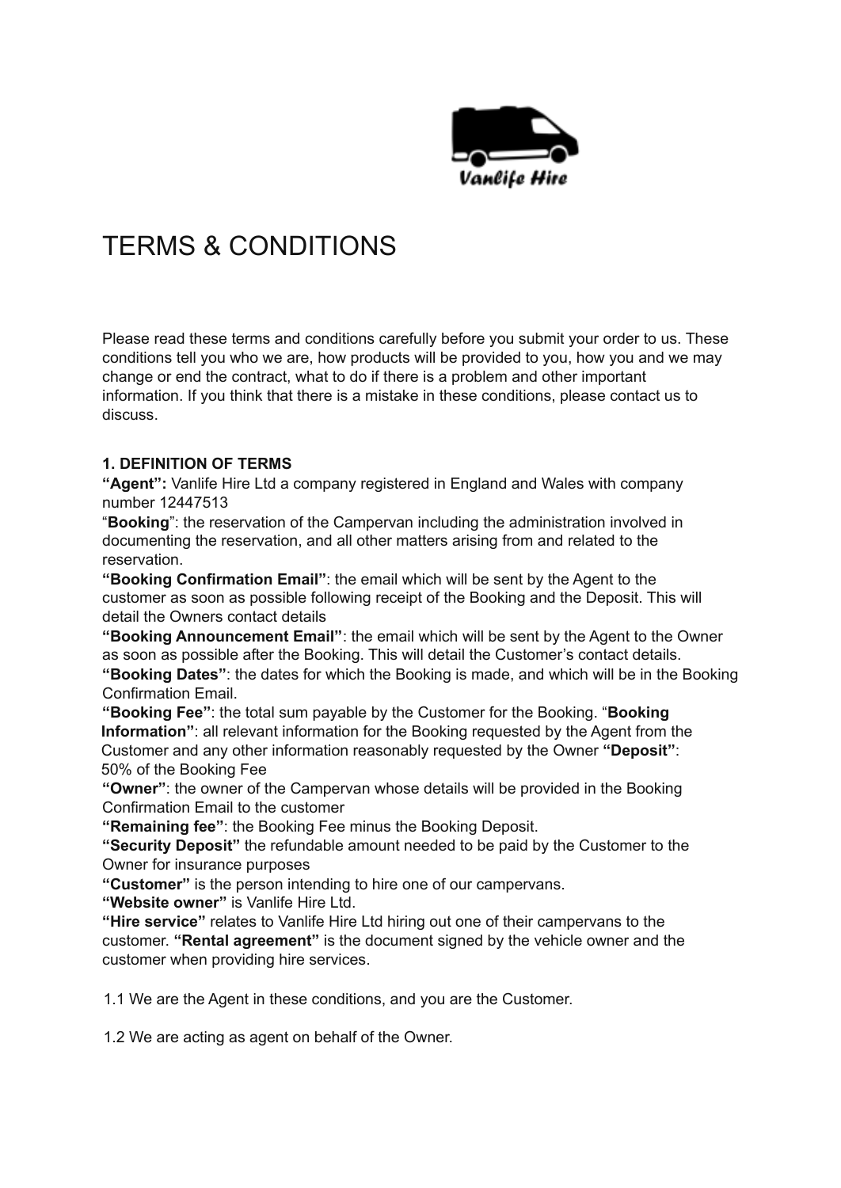Vanlife Hire

# TERMS & CONDITIONS

Please read these terms and conditions carefully before you submit your order to us. These conditions tell you who we are, how products will be provided to you, how you and we may change or end the contract, what to do if there is a problem and other important information. If you think that there is a mistake in these conditions, please contact us to discuss.

**1. DEFINITION OF TERMS**

**"Agent":** Vanlife Hire Ltd a company registered in England and Wales with company number 12447513

"**Booking**": the reservation of the Campervan including the administration involved in documenting the reservation, and all other matters arising from and related to the reservation.

**"Booking Confirmation Email"**: the email which will be sent by the Agent to the customer as soon as possible following receipt of the Booking and the Deposit. This will detail the Owners contact details

**"Booking Announcement Email"**: the email which will be sent by the Agent to the Owner as soon as possible after the Booking. This will detail the Customer's contact details.

**"Booking Dates"**: the dates for which the Booking is made, and which will be in the Booking Confirmation Email.

**"Booking Fee"**: the total sum payable by the Customer for the Booking. "**Booking Information"**: all relevant information for the Booking requested by the Agent from the Customer and any other information reasonably requested by the Owner **"Deposit"**: 50% of the Booking Fee

**"Owner"**: the owner of the Campervan whose details will be provided in the Booking Confirmation Email to the customer

**"Remaining fee"**: the Booking Fee minus the Booking Deposit.

**"Security Deposit"** the refundable amount needed to be paid by the Customer to the Owner for insurance purposes

**"Customer"** is the person intending to hire one of our campervans.

**"Website owner"** is Vanlife Hire Ltd.

**"Hire service"** relates to Vanlife Hire Ltd hiring out one of their campervans to the customer. **"Rental agreement"** is the document signed by the vehicle owner and the customer when providing hire services.

1.1 We are the Agent in these conditions, and you are the Customer.

1.2 We are acting as agent on behalf of the Owner.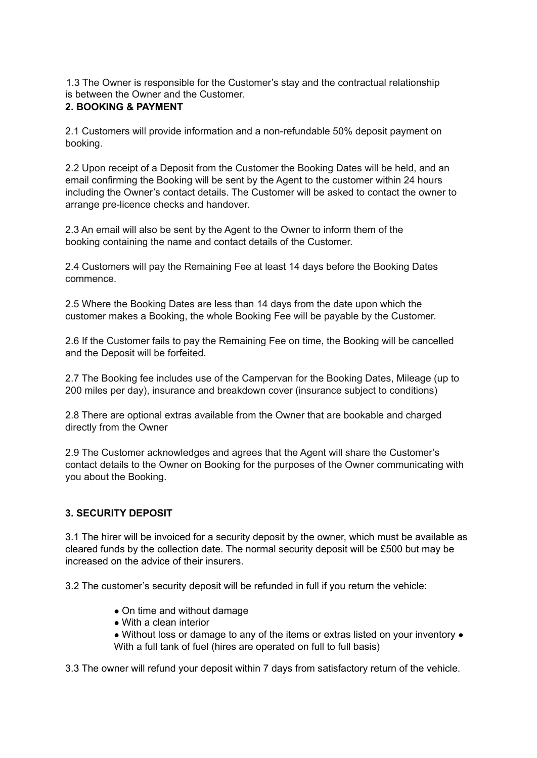1.3 The Owner is responsible for the Customer's stay and the contractual relationship is between the Owner and the Customer.

## 2. BOOKING & PAYMENT

2.1 Customers will provide information and a non-refundable 50% deposit payment on booking.

2.2 Upon receipt of a Deposit from the Customer the Booking Dates will be held, and an email confirming the Booking will be sent by the Agent to the customer within 24 hours including the Owner's contact details. The Customer will be asked to contact the owner to arrange pre-licence checks and handover.

2.3 An email will also be sent by the Agent to the Owner to inform them of the booking containing the name and contact details of the Customer.

2.4 Customers will pay the Remaining Fee at least 14 days before the Booking Dates commence.

2.5 Where the Booking Dates are less than 14 days from the date upon which the customer makes a Booking, the whole Booking Fee will be payable by the Customer.

2.6 If the Customer fails to pay the Remaining Fee on time, the Booking will be cancelled and the Deposit will be forfeited.

2.7 The Booking fee includes use of the Campervan for the Booking Dates, Mileage (up to 200 miles per day), insurance and breakdown cover (insurance subject to conditions)

2.8 There are optional extras available from the Owner that are bookable and charged directly from the Owner

2.9 The Customer acknowledges and agrees that the Agent will share the Customer's contact details to the Owner on Booking for the purposes of the Owner communicating with you about the Booking.

## 3. SECURITY DEPOSIT

3.1 The hirer will be invoiced for a security deposit by the owner, which must be available as cleared funds by the collection date. The normal security deposit will be £500 but may be increased on the advice of their insurers.

3.2 The customer's security deposit will be refunded in full if you return the vehicle:

- On time and without damage
- With a clean interior
- Without loss or damage to any of the items or extras listed on your inventory
- With a full tank of fuel (hires are operated on full to full basis)

3.3 The owner will refund your deposit within 7 days from satisfactory return of the vehicle.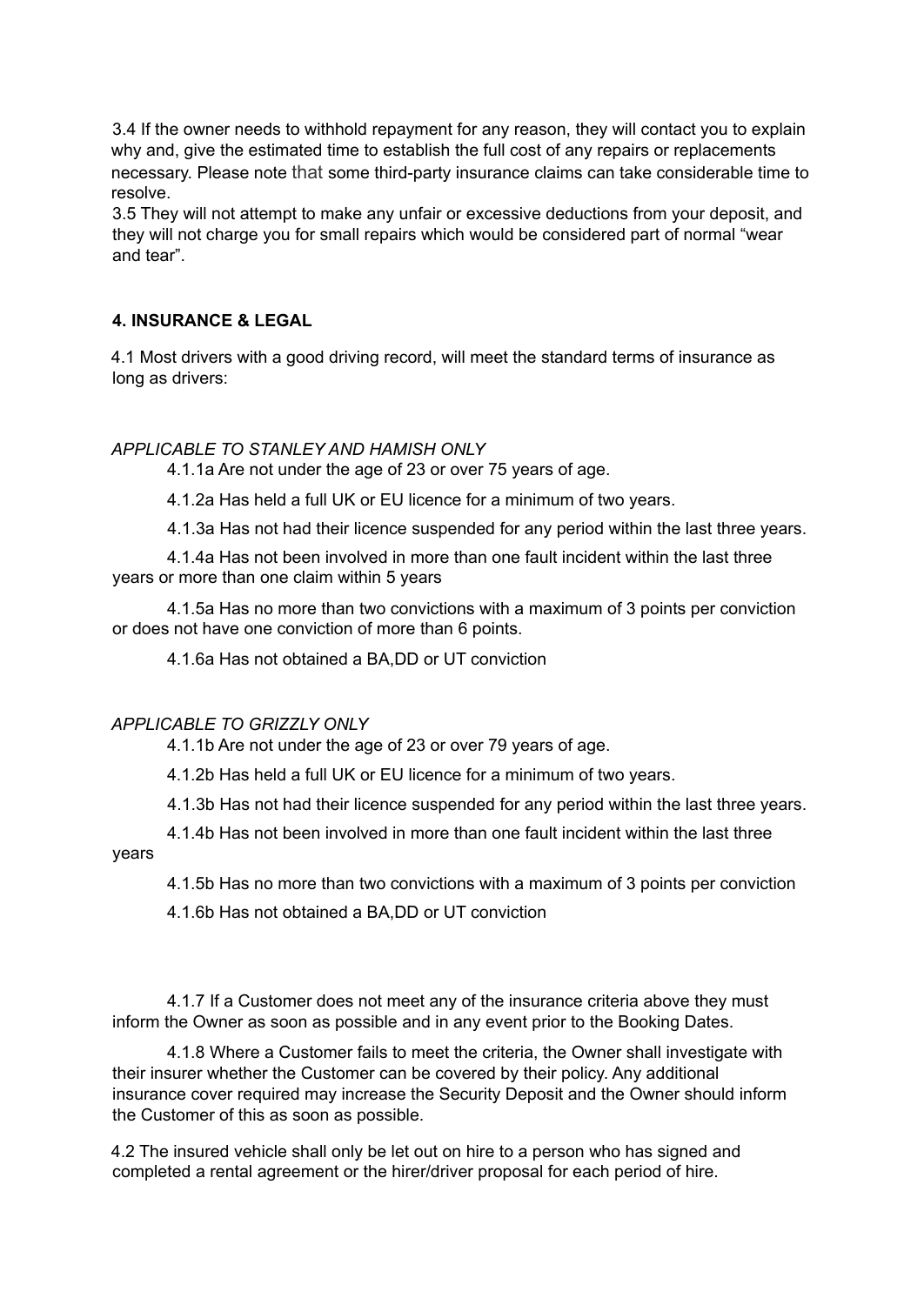3.4 If the owner needs to withhold repayment for any reason, they will contact you to explain why and, give the estimated time to establish the full cost of any repairs or replacements necessary. Please note that some third-party insurance claims can take considerable time to resolve.

3.5 They will not attempt to make any unfair or excessive deductions from your deposit, and they will not charge you for small repairs which would be considered part of normal "wear and tear".

**4. INSURANCE & LEGAL**

4.1 Most drivers with a good driving record, will meet the standard terms of insurance as long as drivers:

*APPLICABLE TO STANLEY AND HAMISH ONLY*

4.1.1a Are not under the age of 23 or over 75 years of age.

4.1.2a Has held a full UK or EU licence for a minimum of two years.

4.1.3a Has not had their licence suspended for any period within the last three years.

4.1.4a Has not been involved in more than one fault incident within the last three years or more than one claim within 5 years

4.1.5a Has no more than two convictions with a maximum of 3 points per conviction or does not have one conviction of more than 6 points.

4.1.6a Has not obtained a BA,DD or UT conviction

*APPLICABLE TO GRIZZLY ONLY*

4.1.1b Are not under the age of 23 or over 79 years of age.

4.1.2b Has held a full UK or EU licence for a minimum of two years.

4.1.3b Has not had their licence suspended for any period within the last three years.

4.1.4b Has not been involved in more than one fault incident within the last three years

4.1.5b Has no more than two convictions with a maximum of 3 points per conviction

4.1.6b Has not obtained a BA,DD or UT conviction

4.1.7 If a Customer does not meet any of the insurance criteria above they must inform the Owner as soon as possible and in any event prior to the Booking Dates.

4.1.8 Where a Customer fails to meet the criteria, the Owner shall investigate with their insurer whether the Customer can be covered by their policy. Any additional insurance cover required may increase the Security Deposit and the Owner should inform the Customer of this as soon as possible.

4.2 The insured vehicle shall only be let out on hire to a person who has signed and completed a rental agreement or the hirer/driver proposal for each period of hire.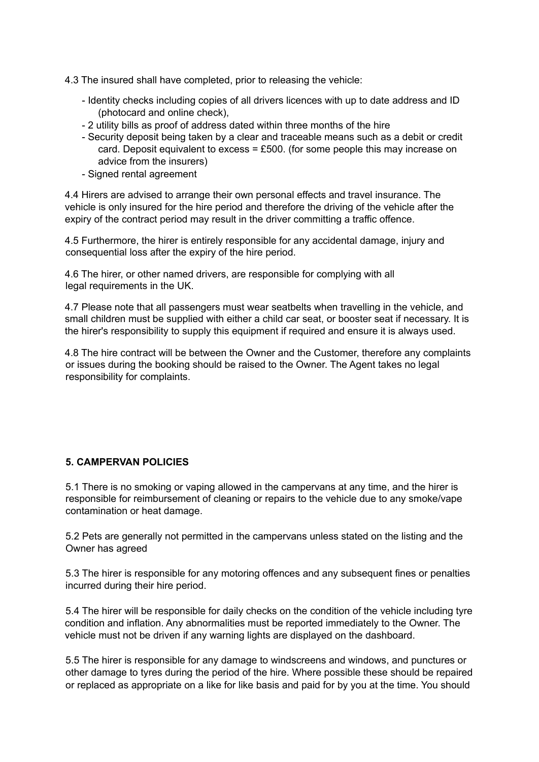4.3 The insured shall have completed, prior to releasing the vehicle:

- Identity checks including copies of all drivers licences with up to date address and ID (photocard and online check),
- 2 utility bills as proof of address dated within three months of the hire
- Security deposit being taken by a clear and traceable means such as a debit or credit card. Deposit equivalent to excess = £500. (for some people this may increase on advice from the insurers)
- Signed rental agreement

4.4 Hirers are advised to arrange their own personal effects and travel insurance. The vehicle is only insured for the hire period and therefore the driving of the vehicle after the expiry of the contract period may result in the driver committing a traffic offence.

4.5 Furthermore, the hirer is entirely responsible for any accidental damage, injury and consequential loss after the expiry of the hire period.

4.6 The hirer, or other named drivers, are responsible for complying with all legal requirements in the UK.

4.7 Please note that all passengers must wear seatbelts when travelling in the vehicle, and small children must be supplied with either a child car seat, or booster seat if necessary. It is the hirer's responsibility to supply this equipment if required and ensure it is always used.

4.8 The hire contract will be between the Owner and the Customer, therefore any complaints or issues during the booking should be raised to the Owner. The Agent takes no legal responsibility for complaints.

## 5. CAMPERVAN POLICIES

5.1 There is no smoking or vaping allowed in the campervans at any time, and the hirer is responsible for reimbursement of cleaning or repairs to the vehicle due to any smoke/vape contamination or heat damage.

5.2 Pets are generally not permitted in the campervans unless stated on the listing and the Owner has agreed

5.3 The hirer is responsible for any motoring offences and any subsequent fines or penalties incurred during their hire period.

5.4 The hirer will be responsible for daily checks on the condition of the vehicle including tyre condition and inflation. Any abnormalities must be reported immediately to the Owner. The vehicle must not be driven if any warning lights are displayed on the dashboard.

5.5 The hirer is responsible for any damage to windscreens and windows, and punctures or other damage to tyres during the period of the hire. Where possible these should be repaired or replaced as appropriate on a like for like basis and paid for by you at the time. You should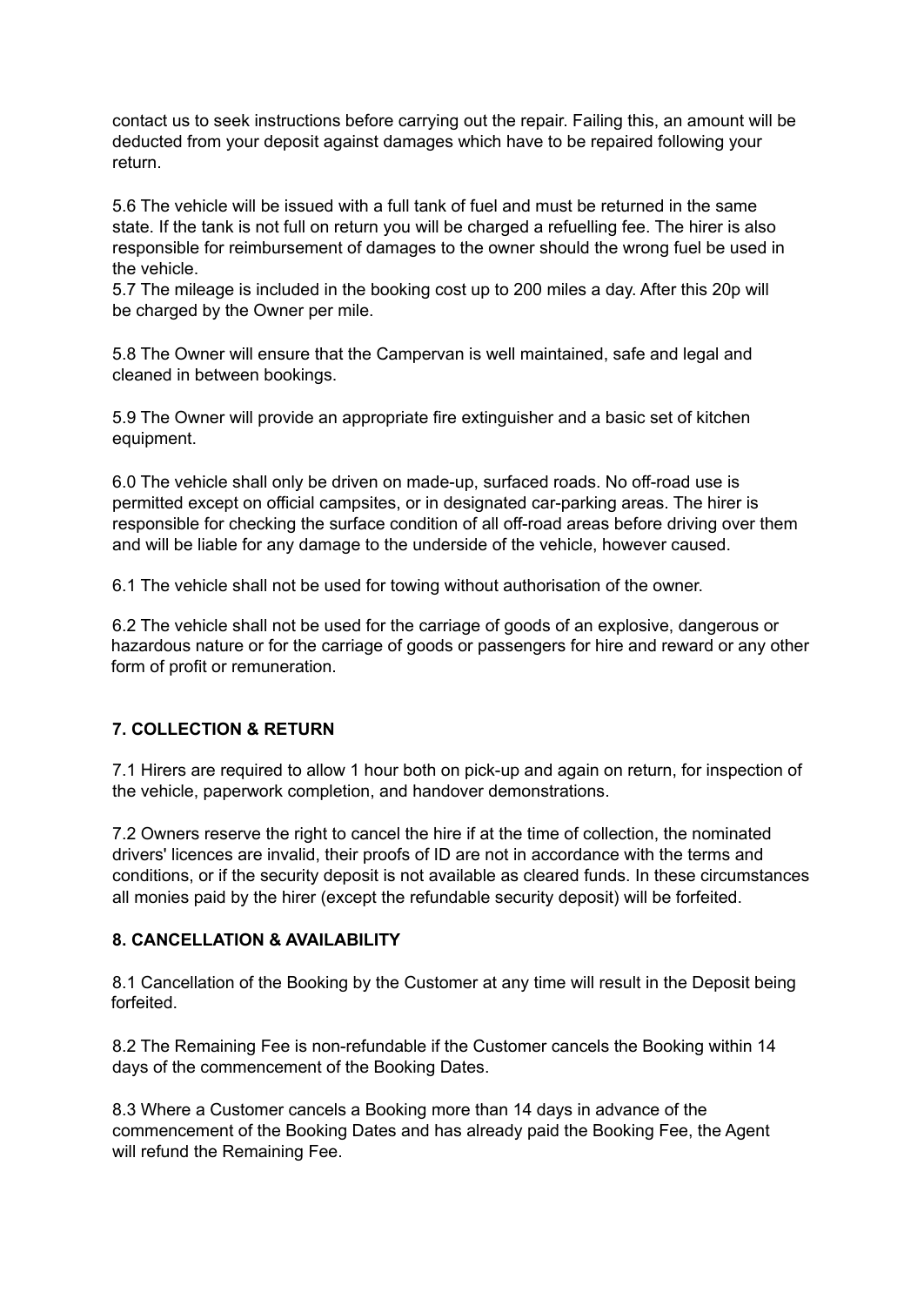contact us to seek instructions before carrying out the repair. Failing this, an amount will be deducted from your deposit against damages which have to be repaired following your return.

5.6 The vehicle will be issued with a full tank of fuel and must be returned in the same state. If the tank is not full on return you will be charged a refuelling fee. The hirer is also responsible for reimbursement of damages to the owner should the wrong fuel be used in the vehicle.
5.7 The mileage is included in the booking cost up to 200 miles a day. After this 20p will be charged by the Owner per mile.

5.8 The Owner will ensure that the Campervan is well maintained, safe and legal and cleaned in between bookings.

5.9 The Owner will provide an appropriate fire extinguisher and a basic set of kitchen equipment.

6.0 The vehicle shall only be driven on made-up, surfaced roads. No off-road use is permitted except on official campsites, or in designated car-parking areas. The hirer is responsible for checking the surface condition of all off-road areas before driving over them and will be liable for any damage to the underside of the vehicle, however caused.

6.1 The vehicle shall not be used for towing without authorisation of the owner.

6.2 The vehicle shall not be used for the carriage of goods of an explosive, dangerous or hazardous nature or for the carriage of goods or passengers for hire and reward or any other form of profit or remuneration.

## 7. COLLECTION & RETURN

7.1 Hirers are required to allow 1 hour both on pick-up and again on return, for inspection of the vehicle, paperwork completion, and handover demonstrations.

7.2 Owners reserve the right to cancel the hire if at the time of collection, the nominated drivers' licences are invalid, their proofs of ID are not in accordance with the terms and conditions, or if the security deposit is not available as cleared funds. In these circumstances all monies paid by the hirer (except the refundable security deposit) will be forfeited.

## 8. CANCELLATION & AVAILABILITY

8.1 Cancellation of the Booking by the Customer at any time will result in the Deposit being forfeited.

8.2 The Remaining Fee is non-refundable if the Customer cancels the Booking within 14 days of the commencement of the Booking Dates.

8.3 Where a Customer cancels a Booking more than 14 days in advance of the commencement of the Booking Dates and has already paid the Booking Fee, the Agent will refund the Remaining Fee.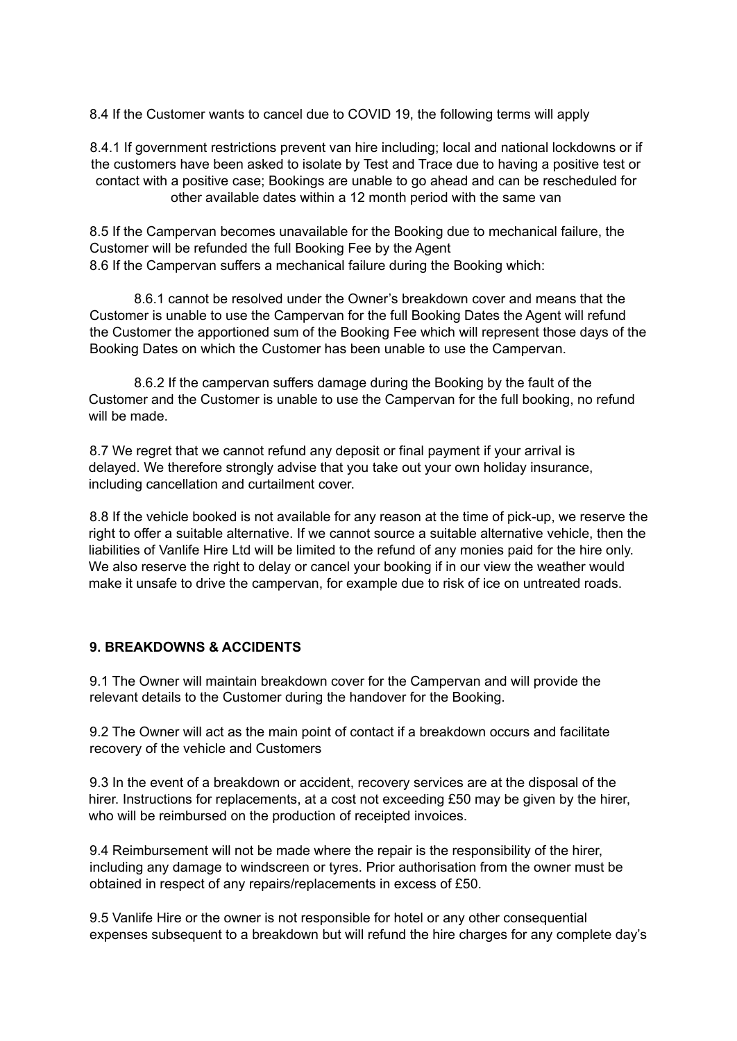8.4 If the Customer wants to cancel due to COVID 19, the following terms will apply

8.4.1 If government restrictions prevent van hire including; local and national lockdowns or if the customers have been asked to isolate by Test and Trace due to having a positive test or contact with a positive case; Bookings are unable to go ahead and can be rescheduled for other available dates within a 12 month period with the same van

8.5 If the Campervan becomes unavailable for the Booking due to mechanical failure, the Customer will be refunded the full Booking Fee by the Agent
8.6 If the Campervan suffers a mechanical failure during the Booking which:

8.6.1 cannot be resolved under the Owner's breakdown cover and means that the Customer is unable to use the Campervan for the full Booking Dates the Agent will refund the Customer the apportioned sum of the Booking Fee which will represent those days of the Booking Dates on which the Customer has been unable to use the Campervan.

8.6.2 If the campervan suffers damage during the Booking by the fault of the Customer and the Customer is unable to use the Campervan for the full booking, no refund will be made.

8.7 We regret that we cannot refund any deposit or final payment if your arrival is delayed. We therefore strongly advise that you take out your own holiday insurance, including cancellation and curtailment cover.

8.8 If the vehicle booked is not available for any reason at the time of pick-up, we reserve the right to offer a suitable alternative. If we cannot source a suitable alternative vehicle, then the liabilities of Vanlife Hire Ltd will be limited to the refund of any monies paid for the hire only. We also reserve the right to delay or cancel your booking if in our view the weather would make it unsafe to drive the campervan, for example due to risk of ice on untreated roads.

## 9. BREAKDOWNS & ACCIDENTS

9.1 The Owner will maintain breakdown cover for the Campervan and will provide the relevant details to the Customer during the handover for the Booking.

9.2 The Owner will act as the main point of contact if a breakdown occurs and facilitate recovery of the vehicle and Customers

9.3 In the event of a breakdown or accident, recovery services are at the disposal of the hirer. Instructions for replacements, at a cost not exceeding £50 may be given by the hirer, who will be reimbursed on the production of receipted invoices.

9.4 Reimbursement will not be made where the repair is the responsibility of the hirer, including any damage to windscreen or tyres. Prior authorisation from the owner must be obtained in respect of any repairs/replacements in excess of £50.

9.5 Vanlife Hire or the owner is not responsible for hotel or any other consequential expenses subsequent to a breakdown but will refund the hire charges for any complete day's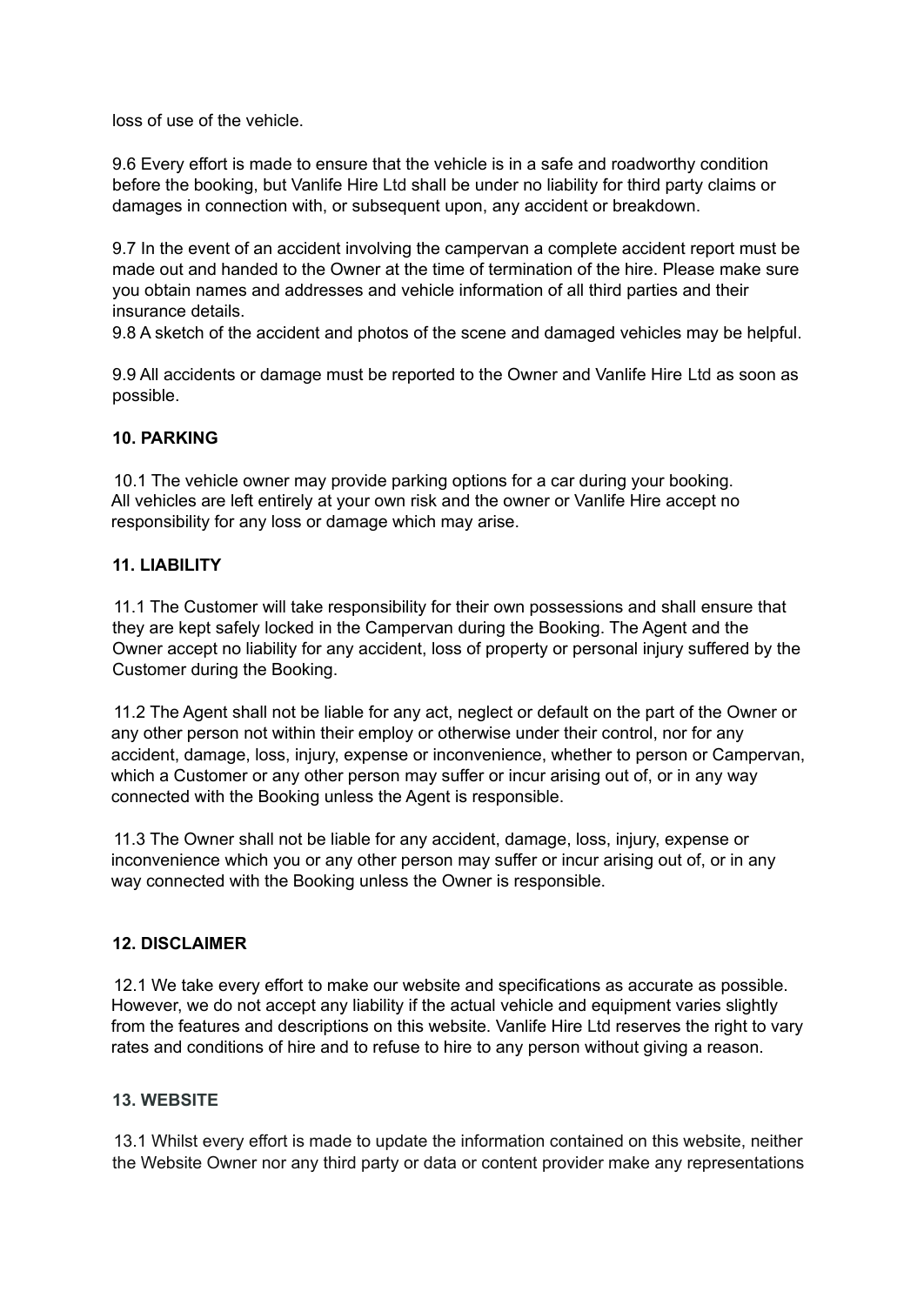loss of use of the vehicle.

9.6 Every effort is made to ensure that the vehicle is in a safe and roadworthy condition before the booking, but Vanlife Hire Ltd shall be under no liability for third party claims or damages in connection with, or subsequent upon, any accident or breakdown.

9.7 In the event of an accident involving the campervan a complete accident report must be made out and handed to the Owner at the time of termination of the hire. Please make sure you obtain names and addresses and vehicle information of all third parties and their insurance details.

9.8 A sketch of the accident and photos of the scene and damaged vehicles may be helpful.

9.9 All accidents or damage must be reported to the Owner and Vanlife Hire Ltd as soon as possible.

**10. PARKING**

10.1 The vehicle owner may provide parking options for a car during your booking. All vehicles are left entirely at your own risk and the owner or Vanlife Hire accept no responsibility for any loss or damage which may arise.

**11. LIABILITY**

11.1 The Customer will take responsibility for their own possessions and shall ensure that they are kept safely locked in the Campervan during the Booking. The Agent and the Owner accept no liability for any accident, loss of property or personal injury suffered by the Customer during the Booking.

11.2 The Agent shall not be liable for any act, neglect or default on the part of the Owner or any other person not within their employ or otherwise under their control, nor for any accident, damage, loss, injury, expense or inconvenience, whether to person or Campervan, which a Customer or any other person may suffer or incur arising out of, or in any way connected with the Booking unless the Agent is responsible.

11.3 The Owner shall not be liable for any accident, damage, loss, injury, expense or inconvenience which you or any other person may suffer or incur arising out of, or in any way connected with the Booking unless the Owner is responsible.

**12. DISCLAIMER**

12.1 We take every effort to make our website and specifications as accurate as possible. However, we do not accept any liability if the actual vehicle and equipment varies slightly from the features and descriptions on this website. Vanlife Hire Ltd reserves the right to vary rates and conditions of hire and to refuse to hire to any person without giving a reason.

**13. WEBSITE**

13.1 Whilst every effort is made to update the information contained on this website, neither the Website Owner nor any third party or data or content provider make any representations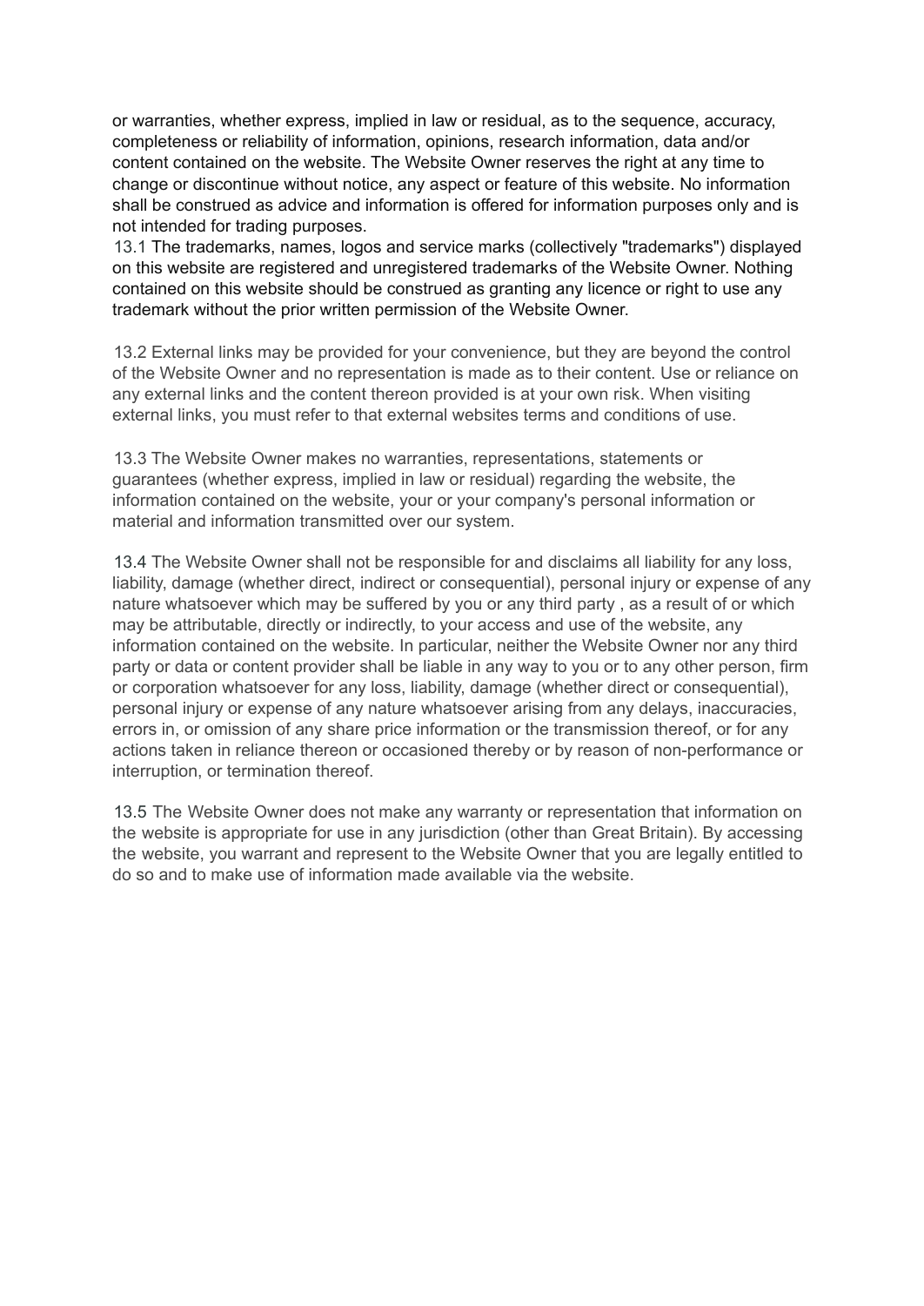or warranties, whether express, implied in law or residual, as to the sequence, accuracy, completeness or reliability of information, opinions, research information, data and/or content contained on the website. The Website Owner reserves the right at any time to change or discontinue without notice, any aspect or feature of this website. No information shall be construed as advice and information is offered for information purposes only and is not intended for trading purposes.

13.1 The trademarks, names, logos and service marks (collectively "trademarks") displayed on this website are registered and unregistered trademarks of the Website Owner. Nothing contained on this website should be construed as granting any licence or right to use any trademark without the prior written permission of the Website Owner.

13.2 External links may be provided for your convenience, but they are beyond the control of the Website Owner and no representation is made as to their content. Use or reliance on any external links and the content thereon provided is at your own risk. When visiting external links, you must refer to that external websites terms and conditions of use.

13.3 The Website Owner makes no warranties, representations, statements or guarantees (whether express, implied in law or residual) regarding the website, the information contained on the website, your or your company's personal information or material and information transmitted over our system.

13.4 The Website Owner shall not be responsible for and disclaims all liability for any loss, liability, damage (whether direct, indirect or consequential), personal injury or expense of any nature whatsoever which may be suffered by you or any third party , as a result of or which may be attributable, directly or indirectly, to your access and use of the website, any information contained on the website. In particular, neither the Website Owner nor any third party or data or content provider shall be liable in any way to you or to any other person, firm or corporation whatsoever for any loss, liability, damage (whether direct or consequential), personal injury or expense of any nature whatsoever arising from any delays, inaccuracies, errors in, or omission of any share price information or the transmission thereof, or for any actions taken in reliance thereon or occasioned thereby or by reason of non-performance or interruption, or termination thereof.

13.5 The Website Owner does not make any warranty or representation that information on the website is appropriate for use in any jurisdiction (other than Great Britain). By accessing the website, you warrant and represent to the Website Owner that you are legally entitled to do so and to make use of information made available via the website.